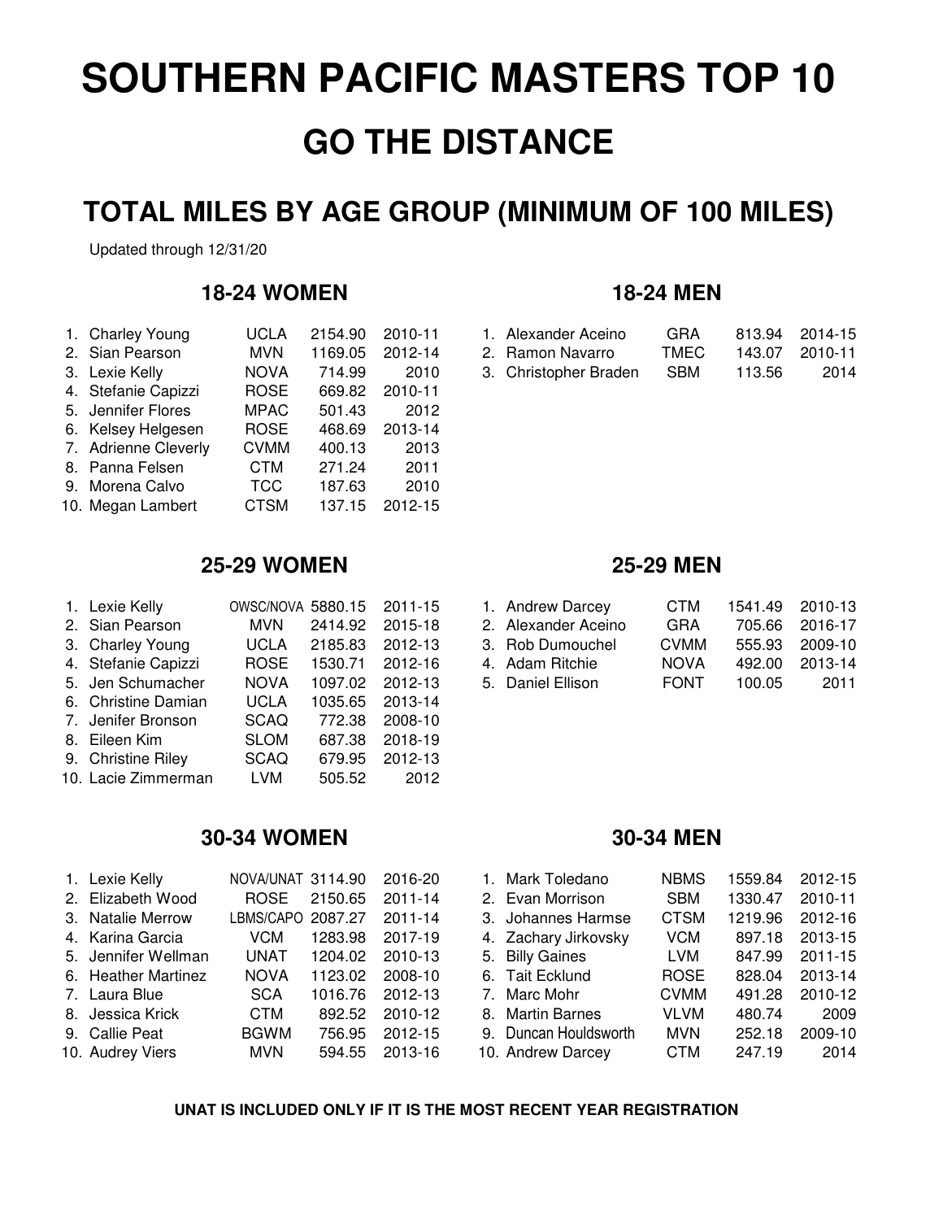# SOUTHERN PACIFIC MASTERS TOP 10

## GO THE DISTANCE

## TOTAL MILES BY AGE GROUP (MINIMUM OF 100 MILES)

Updated through 12/31/20

### 18-24 WOMEN

| Rank | Name | Club | Miles | Years |
|---|---|---|---|---|
| 1. | Charley Young | UCLA | 2154.90 | 2010-11 |
| 2. | Sian Pearson | MVN | 1169.05 | 2012-14 |
| 3. | Lexie Kelly | NOVA | 714.99 | 2010 |
| 4. | Stefanie Capizzi | ROSE | 669.82 | 2010-11 |
| 5. | Jennifer Flores | MPAC | 501.43 | 2012 |
| 6. | Kelsey Helgesen | ROSE | 468.69 | 2013-14 |
| 7. | Adrienne Cleverly | CVMM | 400.13 | 2013 |
| 8. | Panna Felsen | CTM | 271.24 | 2011 |
| 9. | Morena Calvo | TCC | 187.63 | 2010 |
| 10. | Megan Lambert | CTSM | 137.15 | 2012-15 |

### 18-24 MEN

| Rank | Name | Club | Miles | Years |
|---|---|---|---|---|
| 1. | Alexander Aceino | GRA | 813.94 | 2014-15 |
| 2. | Ramon Navarro | TMEC | 143.07 | 2010-11 |
| 3. | Christopher Braden | SBM | 113.56 | 2014 |

### 25-29 WOMEN

| Rank | Name | Club | Miles | Years |
|---|---|---|---|---|
| 1. | Lexie Kelly | OWSC/NOVA | 5880.15 | 2011-15 |
| 2. | Sian Pearson | MVN | 2414.92 | 2015-18 |
| 3. | Charley Young | UCLA | 2185.83 | 2012-13 |
| 4. | Stefanie Capizzi | ROSE | 1530.71 | 2012-16 |
| 5. | Jen Schumacher | NOVA | 1097.02 | 2012-13 |
| 6. | Christine Damian | UCLA | 1035.65 | 2013-14 |
| 7. | Jenifer Bronson | SCAQ | 772.38 | 2008-10 |
| 8. | Eileen Kim | SLOM | 687.38 | 2018-19 |
| 9. | Christine Riley | SCAQ | 679.95 | 2012-13 |
| 10. | Lacie Zimmerman | LVM | 505.52 | 2012 |

### 25-29 MEN

| Rank | Name | Club | Miles | Years |
|---|---|---|---|---|
| 1. | Andrew Darcey | CTM | 1541.49 | 2010-13 |
| 2. | Alexander Aceino | GRA | 705.66 | 2016-17 |
| 3. | Rob Dumouchel | CVMM | 555.93 | 2009-10 |
| 4. | Adam Ritchie | NOVA | 492.00 | 2013-14 |
| 5. | Daniel Ellison | FONT | 100.05 | 2011 |

### 30-34 WOMEN

| Rank | Name | Club | Miles | Years |
|---|---|---|---|---|
| 1. | Lexie Kelly | NOVA/UNAT | 3114.90 | 2016-20 |
| 2. | Elizabeth Wood | ROSE | 2150.65 | 2011-14 |
| 3. | Natalie Merrow | LBMS/CAPO | 2087.27 | 2011-14 |
| 4. | Karina Garcia | VCM | 1283.98 | 2017-19 |
| 5. | Jennifer Wellman | UNAT | 1204.02 | 2010-13 |
| 6. | Heather Martinez | NOVA | 1123.02 | 2008-10 |
| 7. | Laura Blue | SCA | 1016.76 | 2012-13 |
| 8. | Jessica Krick | CTM | 892.52 | 2010-12 |
| 9. | Callie Peat | BGWM | 756.95 | 2012-15 |
| 10. | Audrey Viers | MVN | 594.55 | 2013-16 |

### 30-34 MEN

| Rank | Name | Club | Miles | Years |
|---|---|---|---|---|
| 1. | Mark Toledano | NBMS | 1559.84 | 2012-15 |
| 2. | Evan Morrison | SBM | 1330.47 | 2010-11 |
| 3. | Johannes Harmse | CTSM | 1219.96 | 2012-16 |
| 4. | Zachary Jirkovsky | VCM | 897.18 | 2013-15 |
| 5. | Billy Gaines | LVM | 847.99 | 2011-15 |
| 6. | Tait Ecklund | ROSE | 828.04 | 2013-14 |
| 7. | Marc Mohr | CVMM | 491.28 | 2010-12 |
| 8. | Martin Barnes | VLVM | 480.74 | 2009 |
| 9. | Duncan Houldsworth | MVN | 252.18 | 2009-10 |
| 10. | Andrew Darcey | CTM | 247.19 | 2014 |

**UNAT IS INCLUDED ONLY IF IT IS THE MOST RECENT YEAR REGISTRATION**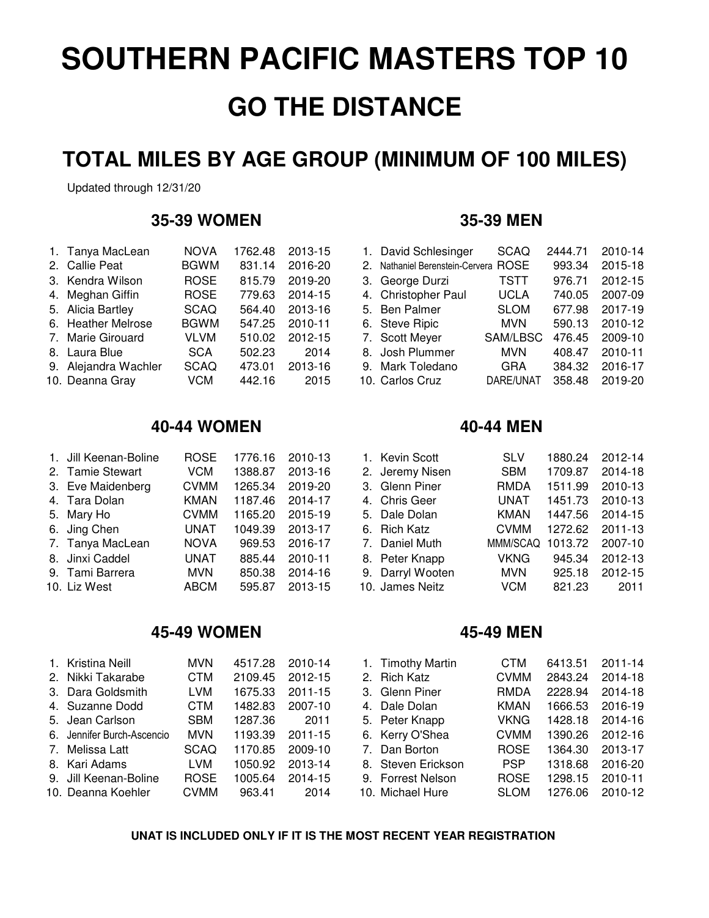# SOUTHERN PACIFIC MASTERS TOP 10

## GO THE DISTANCE

## TOTAL MILES BY AGE GROUP (MINIMUM OF 100 MILES)

Updated through 12/31/20

### 35-39 WOMEN

| Rank | Name | Club | Miles | Years |
|---|---|---|---|---|
| 1. | Tanya MacLean | NOVA | 1762.48 | 2013-15 |
| 2. | Callie Peat | BGWM | 831.14 | 2016-20 |
| 3. | Kendra Wilson | ROSE | 815.79 | 2019-20 |
| 4. | Meghan Giffin | ROSE | 779.63 | 2014-15 |
| 5. | Alicia Bartley | SCAQ | 564.40 | 2013-16 |
| 6. | Heather Melrose | BGWM | 547.25 | 2010-11 |
| 7. | Marie Girouard | VLVM | 510.02 | 2012-15 |
| 8. | Laura Blue | SCA | 502.23 | 2014 |
| 9. | Alejandra Wachler | SCAQ | 473.01 | 2013-16 |
| 10. | Deanna Gray | VCM | 442.16 | 2015 |

### 35-39 MEN

| Rank | Name | Club | Miles | Years |
|---|---|---|---|---|
| 1. | David Schlesinger | SCAQ | 2444.71 | 2010-14 |
| 2. | Nathaniel Berenstein-Cervera | ROSE | 993.34 | 2015-18 |
| 3. | George Durzi | TSTT | 976.71 | 2012-15 |
| 4. | Christopher Paul | UCLA | 740.05 | 2007-09 |
| 5. | Ben Palmer | SLOM | 677.98 | 2017-19 |
| 6. | Steve Ripic | MVN | 590.13 | 2010-12 |
| 7. | Scott Meyer | SAM/LBSC | 476.45 | 2009-10 |
| 8. | Josh Plummer | MVN | 408.47 | 2010-11 |
| 9. | Mark Toledano | GRA | 384.32 | 2016-17 |
| 10. | Carlos Cruz | DARE/UNAT | 358.48 | 2019-20 |

### 40-44 WOMEN

| Rank | Name | Club | Miles | Years |
|---|---|---|---|---|
| 1. | Jill Keenan-Boline | ROSE | 1776.16 | 2010-13 |
| 2. | Tamie Stewart | VCM | 1388.87 | 2013-16 |
| 3. | Eve Maidenberg | CVMM | 1265.34 | 2019-20 |
| 4. | Tara Dolan | KMAN | 1187.46 | 2014-17 |
| 5. | Mary Ho | CVMM | 1165.20 | 2015-19 |
| 6. | Jing Chen | UNAT | 1049.39 | 2013-17 |
| 7. | Tanya MacLean | NOVA | 969.53 | 2016-17 |
| 8. | Jinxi Caddel | UNAT | 885.44 | 2010-11 |
| 9. | Tami Barrera | MVN | 850.38 | 2014-16 |
| 10. | Liz West | ABCM | 595.87 | 2013-15 |

### 40-44 MEN

| Rank | Name | Club | Miles | Years |
|---|---|---|---|---|
| 1. | Kevin Scott | SLV | 1880.24 | 2012-14 |
| 2. | Jeremy Nisen | SBM | 1709.87 | 2014-18 |
| 3. | Glenn Piner | RMDA | 1511.99 | 2010-13 |
| 4. | Chris Geer | UNAT | 1451.73 | 2010-13 |
| 5. | Dale Dolan | KMAN | 1447.56 | 2014-15 |
| 6. | Rich Katz | CVMM | 1272.62 | 2011-13 |
| 7. | Daniel Muth | MMM/SCAQ | 1013.72 | 2007-10 |
| 8. | Peter Knapp | VKNG | 945.34 | 2012-13 |
| 9. | Darryl Wooten | MVN | 925.18 | 2012-15 |
| 10. | James Neitz | VCM | 821.23 | 2011 |

### 45-49 WOMEN

| Rank | Name | Club | Miles | Years |
|---|---|---|---|---|
| 1. | Kristina Neill | MVN | 4517.28 | 2010-14 |
| 2. | Nikki Takarabe | CTM | 2109.45 | 2012-15 |
| 3. | Dara Goldsmith | LVM | 1675.33 | 2011-15 |
| 4. | Suzanne Dodd | CTM | 1482.83 | 2007-10 |
| 5. | Jean Carlson | SBM | 1287.36 | 2011 |
| 6. | Jennifer Burch-Ascencio | MVN | 1193.39 | 2011-15 |
| 7. | Melissa Latt | SCAQ | 1170.85 | 2009-10 |
| 8. | Kari Adams | LVM | 1050.92 | 2013-14 |
| 9. | Jill Keenan-Boline | ROSE | 1005.64 | 2014-15 |
| 10. | Deanna Koehler | CVMM | 963.41 | 2014 |

### 45-49 MEN

| Rank | Name | Club | Miles | Years |
|---|---|---|---|---|
| 1. | Timothy Martin | CTM | 6413.51 | 2011-14 |
| 2. | Rich Katz | CVMM | 2843.24 | 2014-18 |
| 3. | Glenn Piner | RMDA | 2228.94 | 2014-18 |
| 4. | Dale Dolan | KMAN | 1666.53 | 2016-19 |
| 5. | Peter Knapp | VKNG | 1428.18 | 2014-16 |
| 6. | Kerry O'Shea | CVMM | 1390.26 | 2012-16 |
| 7. | Dan Borton | ROSE | 1364.30 | 2013-17 |
| 8. | Steven Erickson | PSP | 1318.68 | 2016-20 |
| 9. | Forrest Nelson | ROSE | 1298.15 | 2010-11 |
| 10. | Michael Hure | SLOM | 1276.06 | 2010-12 |

**UNAT IS INCLUDED ONLY IF IT IS THE MOST RECENT YEAR REGISTRATION**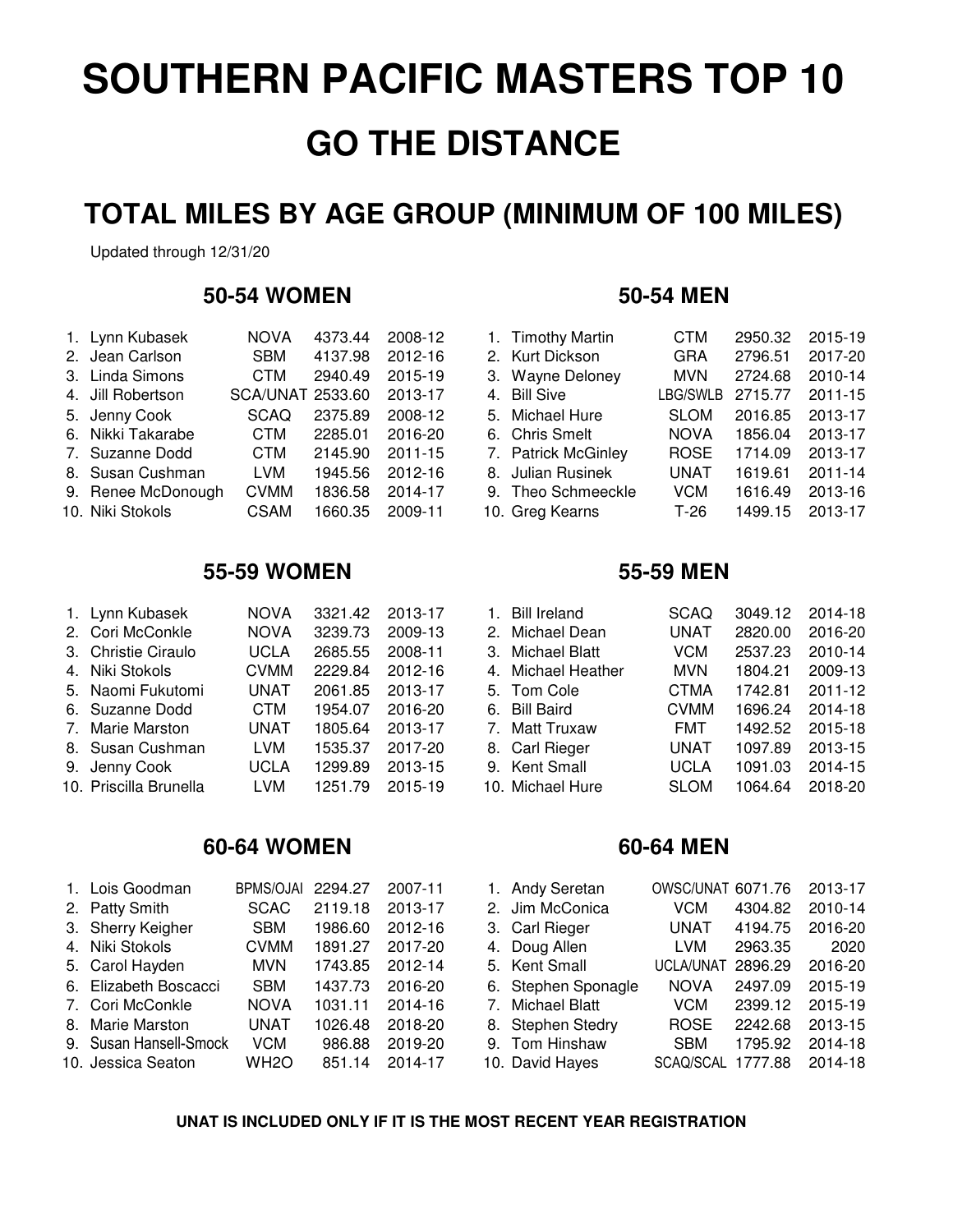# SOUTHERN PACIFIC MASTERS TOP 10

## GO THE DISTANCE

## TOTAL MILES BY AGE GROUP (MINIMUM OF 100 MILES)

Updated through 12/31/20

### 50-54 WOMEN

| | Name | Team | Miles | Years |
|---|---|---|---|---|
| 1. | Lynn Kubasek | NOVA | 4373.44 | 2008-12 |
| 2. | Jean Carlson | SBM | 4137.98 | 2012-16 |
| 3. | Linda Simons | CTM | 2940.49 | 2015-19 |
| 4. | Jill Robertson | SCA/UNAT | 2533.60 | 2013-17 |
| 5. | Jenny Cook | SCAQ | 2375.89 | 2008-12 |
| 6. | Nikki Takarabe | CTM | 2285.01 | 2016-20 |
| 7. | Suzanne Dodd | CTM | 2145.90 | 2011-15 |
| 8. | Susan Cushman | LVM | 1945.56 | 2012-16 |
| 9. | Renee McDonough | CVMM | 1836.58 | 2014-17 |
| 10. | Niki Stokols | CSAM | 1660.35 | 2009-11 |

### 50-54 MEN

| | Name | Team | Miles | Years |
|---|---|---|---|---|
| 1. | Timothy Martin | CTM | 2950.32 | 2015-19 |
| 2. | Kurt Dickson | GRA | 2796.51 | 2017-20 |
| 3. | Wayne Deloney | MVN | 2724.68 | 2010-14 |
| 4. | Bill Sive | LBG/SWLB | 2715.77 | 2011-15 |
| 5. | Michael Hure | SLOM | 2016.85 | 2013-17 |
| 6. | Chris Smelt | NOVA | 1856.04 | 2013-17 |
| 7. | Patrick McGinley | ROSE | 1714.09 | 2013-17 |
| 8. | Julian Rusinek | UNAT | 1619.61 | 2011-14 |
| 9. | Theo Schmeeckle | VCM | 1616.49 | 2013-16 |
| 10. | Greg Kearns | T-26 | 1499.15 | 2013-17 |

### 55-59 WOMEN

| | Name | Team | Miles | Years |
|---|---|---|---|---|
| 1. | Lynn Kubasek | NOVA | 3321.42 | 2013-17 |
| 2. | Cori McConkle | NOVA | 3239.73 | 2009-13 |
| 3. | Christie Ciraulo | UCLA | 2685.55 | 2008-11 |
| 4. | Niki Stokols | CVMM | 2229.84 | 2012-16 |
| 5. | Naomi Fukutomi | UNAT | 2061.85 | 2013-17 |
| 6. | Suzanne Dodd | CTM | 1954.07 | 2016-20 |
| 7. | Marie Marston | UNAT | 1805.64 | 2013-17 |
| 8. | Susan Cushman | LVM | 1535.37 | 2017-20 |
| 9. | Jenny Cook | UCLA | 1299.89 | 2013-15 |
| 10. | Priscilla Brunella | LVM | 1251.79 | 2015-19 |

### 55-59 MEN

| | Name | Team | Miles | Years |
|---|---|---|---|---|
| 1. | Bill Ireland | SCAQ | 3049.12 | 2014-18 |
| 2. | Michael Dean | UNAT | 2820.00 | 2016-20 |
| 3. | Michael Blatt | VCM | 2537.23 | 2010-14 |
| 4. | Michael Heather | MVN | 1804.21 | 2009-13 |
| 5. | Tom Cole | CTMA | 1742.81 | 2011-12 |
| 6. | Bill Baird | CVMM | 1696.24 | 2014-18 |
| 7. | Matt Truxaw | FMT | 1492.52 | 2015-18 |
| 8. | Carl Rieger | UNAT | 1097.89 | 2013-15 |
| 9. | Kent Small | UCLA | 1091.03 | 2014-15 |
| 10. | Michael Hure | SLOM | 1064.64 | 2018-20 |

### 60-64 WOMEN

| | Name | Team | Miles | Years |
|---|---|---|---|---|
| 1. | Lois Goodman | BPMS/OJAI | 2294.27 | 2007-11 |
| 2. | Patty Smith | SCAC | 2119.18 | 2013-17 |
| 3. | Sherry Keigher | SBM | 1986.60 | 2012-16 |
| 4. | Niki Stokols | CVMM | 1891.27 | 2017-20 |
| 5. | Carol Hayden | MVN | 1743.85 | 2012-14 |
| 6. | Elizabeth Boscacci | SBM | 1437.73 | 2016-20 |
| 7. | Cori McConkle | NOVA | 1031.11 | 2014-16 |
| 8. | Marie Marston | UNAT | 1026.48 | 2018-20 |
| 9. | Susan Hansell-Smock | VCM | 986.88 | 2019-20 |
| 10. | Jessica Seaton | WH2O | 851.14 | 2014-17 |

### 60-64 MEN

| | Name | Team | Miles | Years |
|---|---|---|---|---|
| 1. | Andy Seretan | OWSC/UNAT | 6071.76 | 2013-17 |
| 2. | Jim McConica | VCM | 4304.82 | 2010-14 |
| 3. | Carl Rieger | UNAT | 4194.75 | 2016-20 |
| 4. | Doug Allen | LVM | 2963.35 | 2020 |
| 5. | Kent Small | UCLA/UNAT | 2896.29 | 2016-20 |
| 6. | Stephen Sponagle | NOVA | 2497.09 | 2015-19 |
| 7. | Michael Blatt | VCM | 2399.12 | 2015-19 |
| 8. | Stephen Stedry | ROSE | 2242.68 | 2013-15 |
| 9. | Tom Hinshaw | SBM | 1795.92 | 2014-18 |
| 10. | David Hayes | SCAQ/SCAL | 1777.88 | 2014-18 |

**UNAT IS INCLUDED ONLY IF IT IS THE MOST RECENT YEAR REGISTRATION**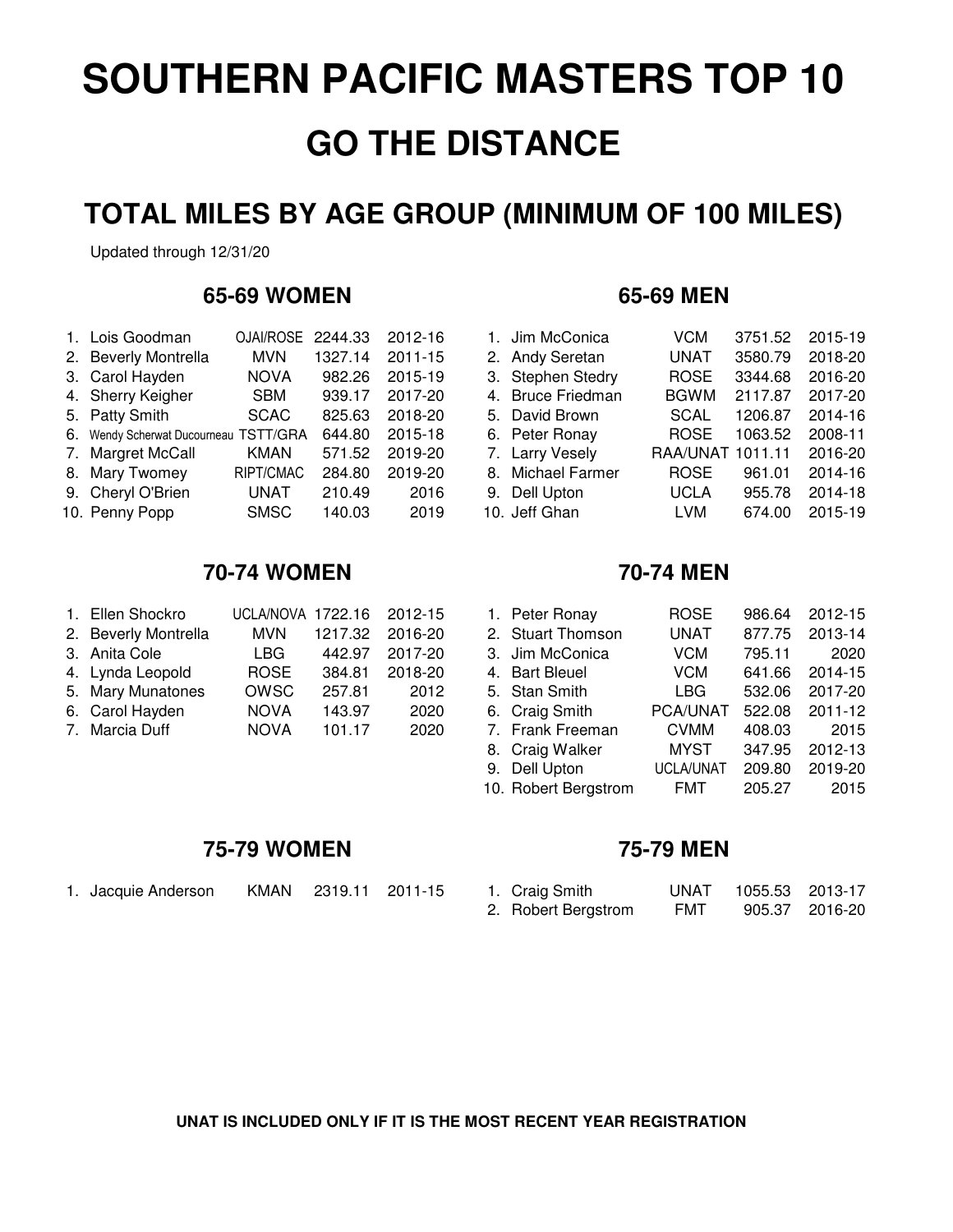# SOUTHERN PACIFIC MASTERS TOP 10

## GO THE DISTANCE

## TOTAL MILES BY AGE GROUP (MINIMUM OF 100 MILES)

Updated through 12/31/20

### 65-69 WOMEN

| | Name | Club | Miles | Years |
|---|---|---|---|---|
| 1. | Lois Goodman | OJAI/ROSE | 2244.33 | 2012-16 |
| 2. | Beverly Montrella | MVN | 1327.14 | 2011-15 |
| 3. | Carol Hayden | NOVA | 982.26 | 2015-19 |
| 4. | Sherry Keigher | SBM | 939.17 | 2017-20 |
| 5. | Patty Smith | SCAC | 825.63 | 2018-20 |
| 6. | Wendy Scherwat Ducourneau | TSTT/GRA | 644.80 | 2015-18 |
| 7. | Margret McCall | KMAN | 571.52 | 2019-20 |
| 8. | Mary Twomey | RIPT/CMAC | 284.80 | 2019-20 |
| 9. | Cheryl O'Brien | UNAT | 210.49 | 2016 |
| 10. | Penny Popp | SMSC | 140.03 | 2019 |

### 65-69 MEN

| | Name | Club | Miles | Years |
|---|---|---|---|---|
| 1. | Jim McConica | VCM | 3751.52 | 2015-19 |
| 2. | Andy Seretan | UNAT | 3580.79 | 2018-20 |
| 3. | Stephen Stedry | ROSE | 3344.68 | 2016-20 |
| 4. | Bruce Friedman | BGWM | 2117.87 | 2017-20 |
| 5. | David Brown | SCAL | 1206.87 | 2014-16 |
| 6. | Peter Ronay | ROSE | 1063.52 | 2008-11 |
| 7. | Larry Vesely | RAA/UNAT | 1011.11 | 2016-20 |
| 8. | Michael Farmer | ROSE | 961.01 | 2014-16 |
| 9. | Dell Upton | UCLA | 955.78 | 2014-18 |
| 10. | Jeff Ghan | LVM | 674.00 | 2015-19 |

### 70-74 WOMEN

| | Name | Club | Miles | Years |
|---|---|---|---|---|
| 1. | Ellen Shockro | UCLA/NOVA | 1722.16 | 2012-15 |
| 2. | Beverly Montrella | MVN | 1217.32 | 2016-20 |
| 3. | Anita Cole | LBG | 442.97 | 2017-20 |
| 4. | Lynda Leopold | ROSE | 384.81 | 2018-20 |
| 5. | Mary Munatones | OWSC | 257.81 | 2012 |
| 6. | Carol Hayden | NOVA | 143.97 | 2020 |
| 7. | Marcia Duff | NOVA | 101.17 | 2020 |

### 70-74 MEN

| | Name | Club | Miles | Years |
|---|---|---|---|---|
| 1. | Peter Ronay | ROSE | 986.64 | 2012-15 |
| 2. | Stuart Thomson | UNAT | 877.75 | 2013-14 |
| 3. | Jim McConica | VCM | 795.11 | 2020 |
| 4. | Bart Bleuel | VCM | 641.66 | 2014-15 |
| 5. | Stan Smith | LBG | 532.06 | 2017-20 |
| 6. | Craig Smith | PCA/UNAT | 522.08 | 2011-12 |
| 7. | Frank Freeman | CVMM | 408.03 | 2015 |
| 8. | Craig Walker | MYST | 347.95 | 2012-13 |
| 9. | Dell Upton | UCLA/UNAT | 209.80 | 2019-20 |
| 10. | Robert Bergstrom | FMT | 205.27 | 2015 |

### 75-79 WOMEN

| | Name | Club | Miles | Years |
|---|---|---|---|---|
| 1. | Jacquie Anderson | KMAN | 2319.11 | 2011-15 |

### 75-79 MEN

| | Name | Club | Miles | Years |
|---|---|---|---|---|
| 1. | Craig Smith | UNAT | 1055.53 | 2013-17 |
| 2. | Robert Bergstrom | FMT | 905.37 | 2016-20 |

**UNAT IS INCLUDED ONLY IF IT IS THE MOST RECENT YEAR REGISTRATION**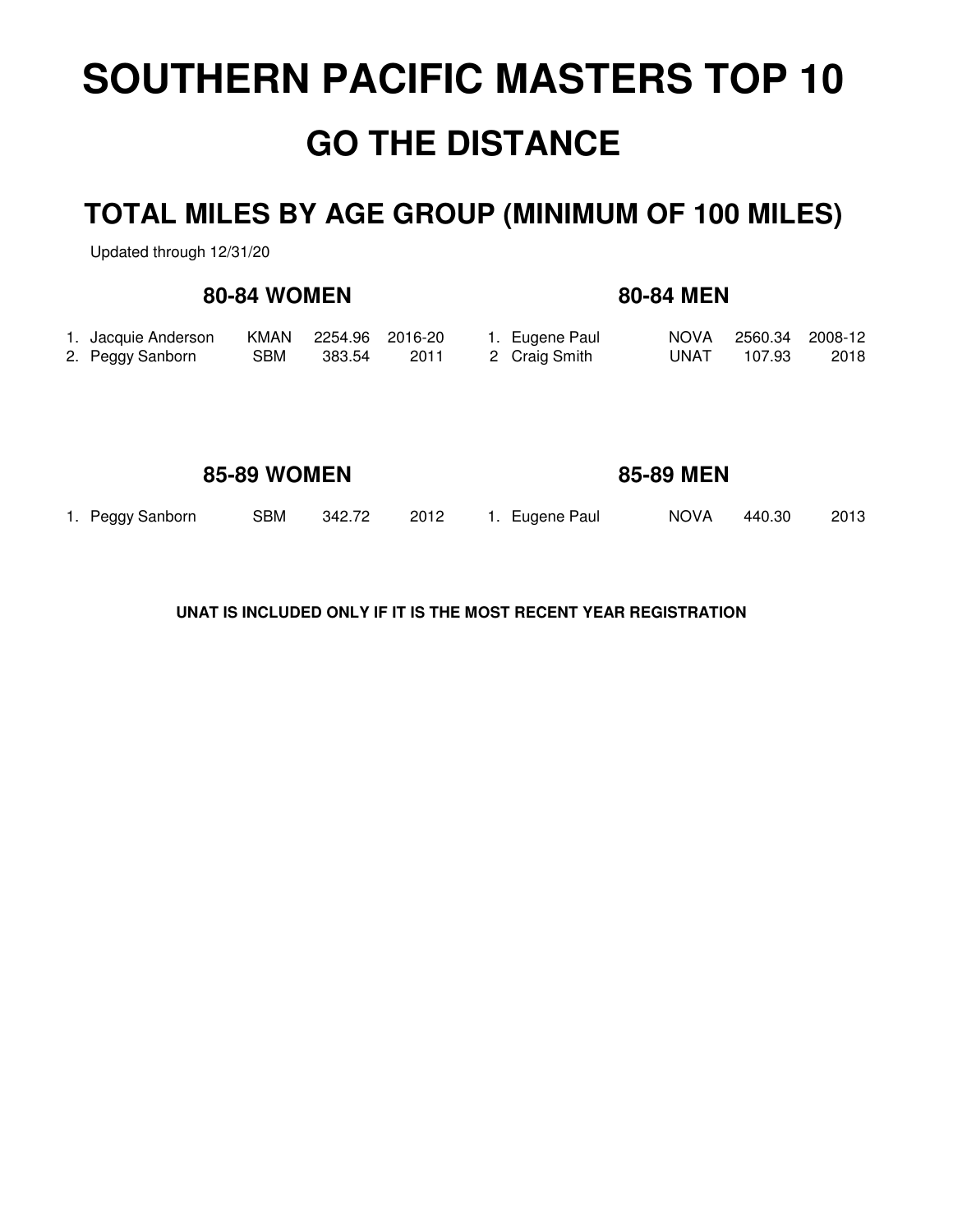# SOUTHERN PACIFIC MASTERS TOP 10

## GO THE DISTANCE

## TOTAL MILES BY AGE GROUP (MINIMUM OF 100 MILES)

Updated through 12/31/20

### 80-84 WOMEN

| | | | | |
|---|---|---|---|---|
| 1. | Jacquie Anderson | KMAN | 2254.96 | 2016-20 |
| 2. | Peggy Sanborn | SBM | 383.54 | 2011 |

### 80-84 MEN

| | | | | |
|---|---|---|---|---|
| 1. | Eugene Paul | NOVA | 2560.34 | 2008-12 |
| 2 | Craig Smith | UNAT | 107.93 | 2018 |

### 85-89 WOMEN

| | | | | |
|---|---|---|---|---|
| 1. | Peggy Sanborn | SBM | 342.72 | 2012 |

### 85-89 MEN

| | | | | |
|---|---|---|---|---|
| 1. | Eugene Paul | NOVA | 440.30 | 2013 |

**UNAT IS INCLUDED ONLY IF IT IS THE MOST RECENT YEAR REGISTRATION**